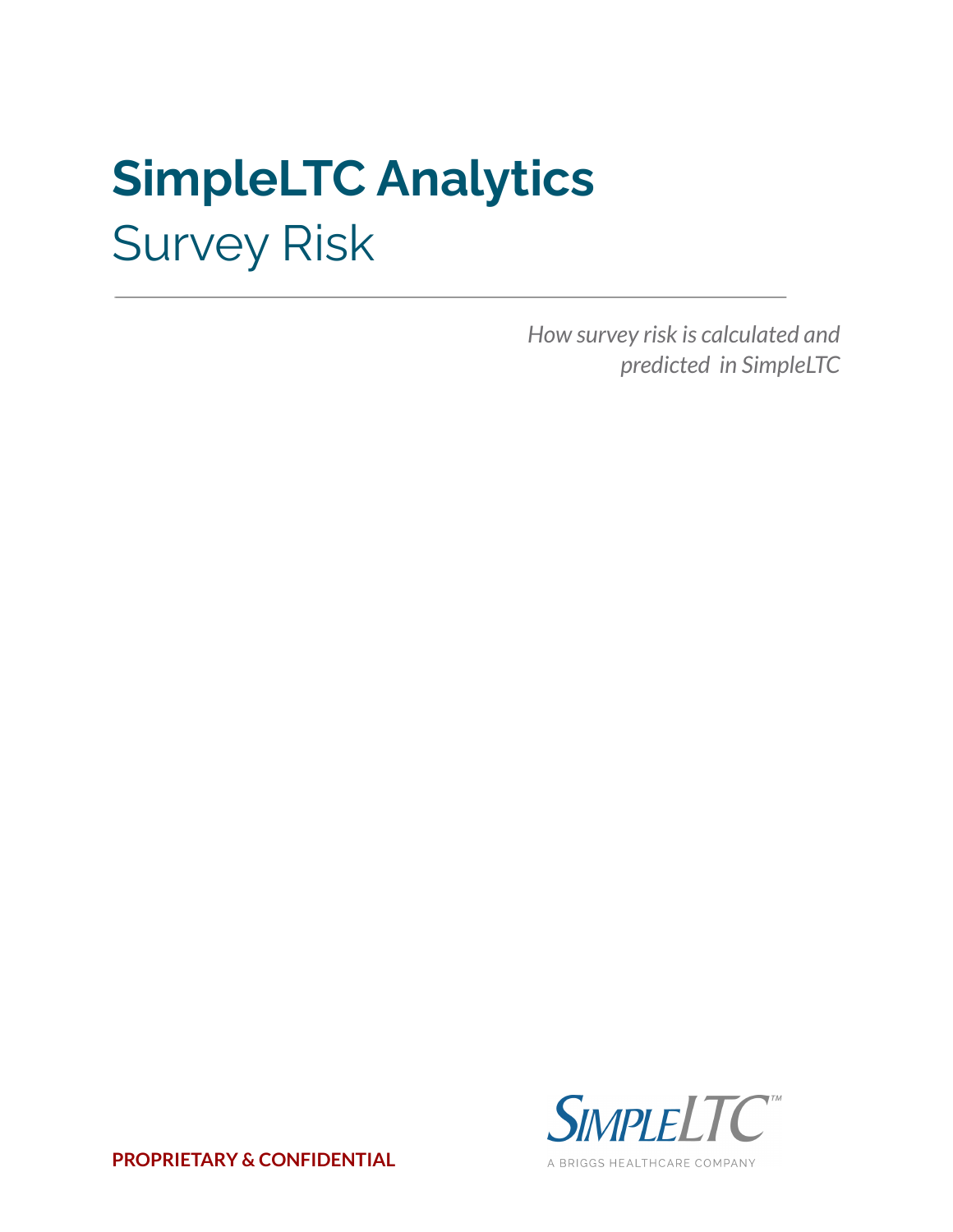# SimpleLTC Analytics

## Survey Risk

---

*How survey risk is calculated and predicted in SimpleLTC*

SimpleLTC™

A BRIGGS HEALTHCARE COMPANY

**PROPRIETARY & CONFIDENTIAL**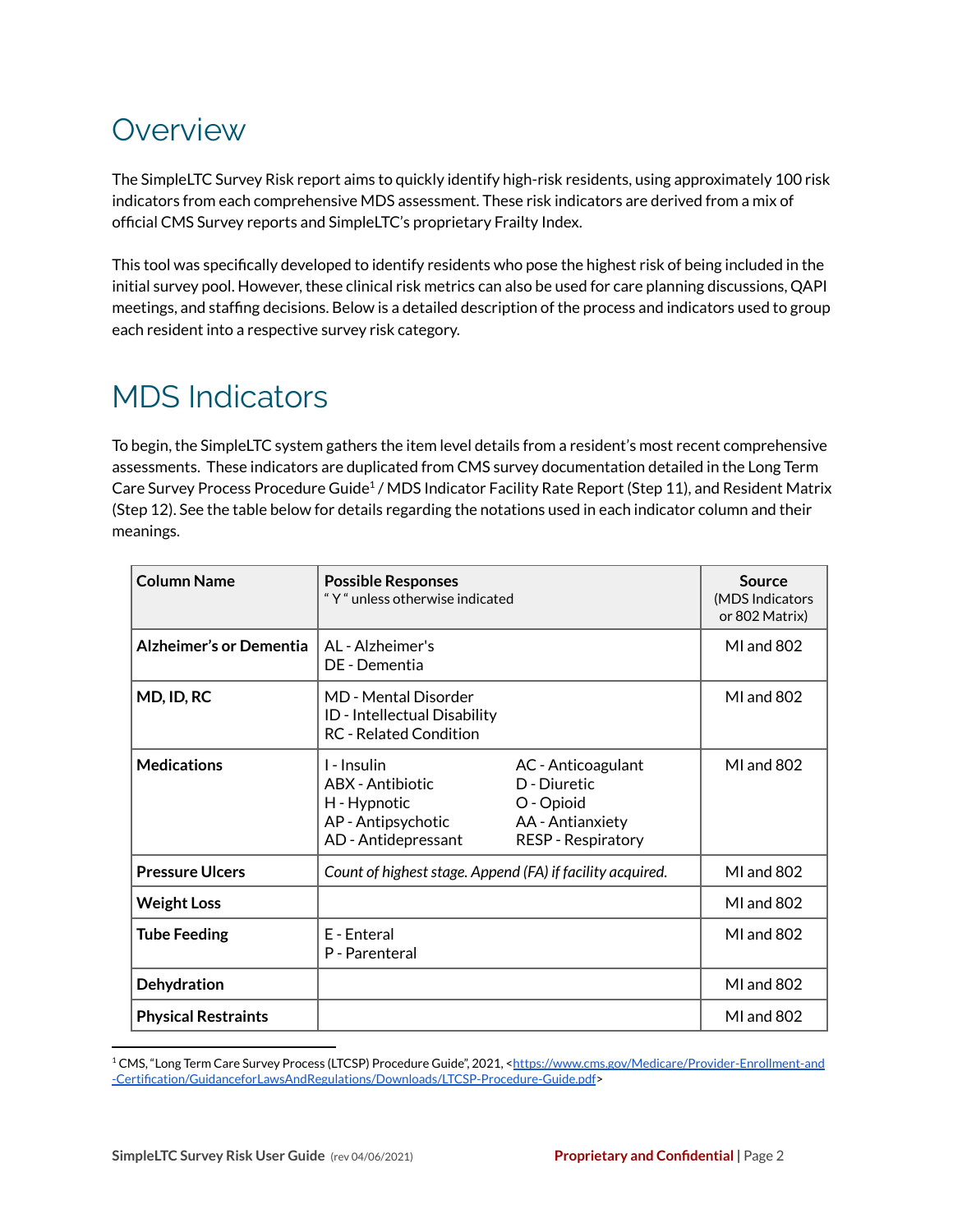# Overview

The SimpleLTC Survey Risk report aims to quickly identify high-risk residents, using approximately 100 risk indicators from each comprehensive MDS assessment. These risk indicators are derived from a mix of official CMS Survey reports and SimpleLTC's proprietary Frailty Index.

This tool was specifically developed to identify residents who pose the highest risk of being included in the initial survey pool. However, these clinical risk metrics can also be used for care planning discussions, QAPI meetings, and staffing decisions. Below is a detailed description of the process and indicators used to group each resident into a respective survey risk category.

# MDS Indicators

To begin, the SimpleLTC system gathers the item level details from a resident's most recent comprehensive assessments. These indicators are duplicated from CMS survey documentation detailed in the Long Term Care Survey Process Procedure Guide[1] / MDS Indicator Facility Rate Report (Step 11), and Resident Matrix (Step 12). See the table below for details regarding the notations used in each indicator column and their meanings.

| Column Name | Possible Responses<br>" Y " unless otherwise indicated | Source<br>(MDS Indicators or 802 Matrix) |
|---|---|---|
| **Alzheimer's or Dementia** | AL - Alzheimer's<br>DE - Dementia | MI and 802 |
| **MD, ID, RC** | MD - Mental Disorder<br>ID - Intellectual Disability<br>RC - Related Condition | MI and 802 |
| **Medications** | I - Insulin<br>ABX - Antibiotic<br>H - Hypnotic<br>AP - Antipsychotic<br>AD - Antidepressant<br>AC - Anticoagulant<br>D - Diuretic<br>O - Opioid<br>AA - Antianxiety<br>RESP - Respiratory | MI and 802 |
| **Pressure Ulcers** | *Count of highest stage. Append (FA) if facility acquired.* | MI and 802 |
| **Weight Loss** | | MI and 802 |
| **Tube Feeding** | E - Enteral<br>P - Parenteral | MI and 802 |
| **Dehydration** | | MI and 802 |
| **Physical Restraints** | | MI and 802 |

[1] CMS, "Long Term Care Survey Process (LTCSP) Procedure Guide", 2021, <https://www.cms.gov/Medicare/Provider-Enrollment-and-Certification/GuidanceforLawsAndRegulations/Downloads/LTCSP-Procedure-Guide.pdf>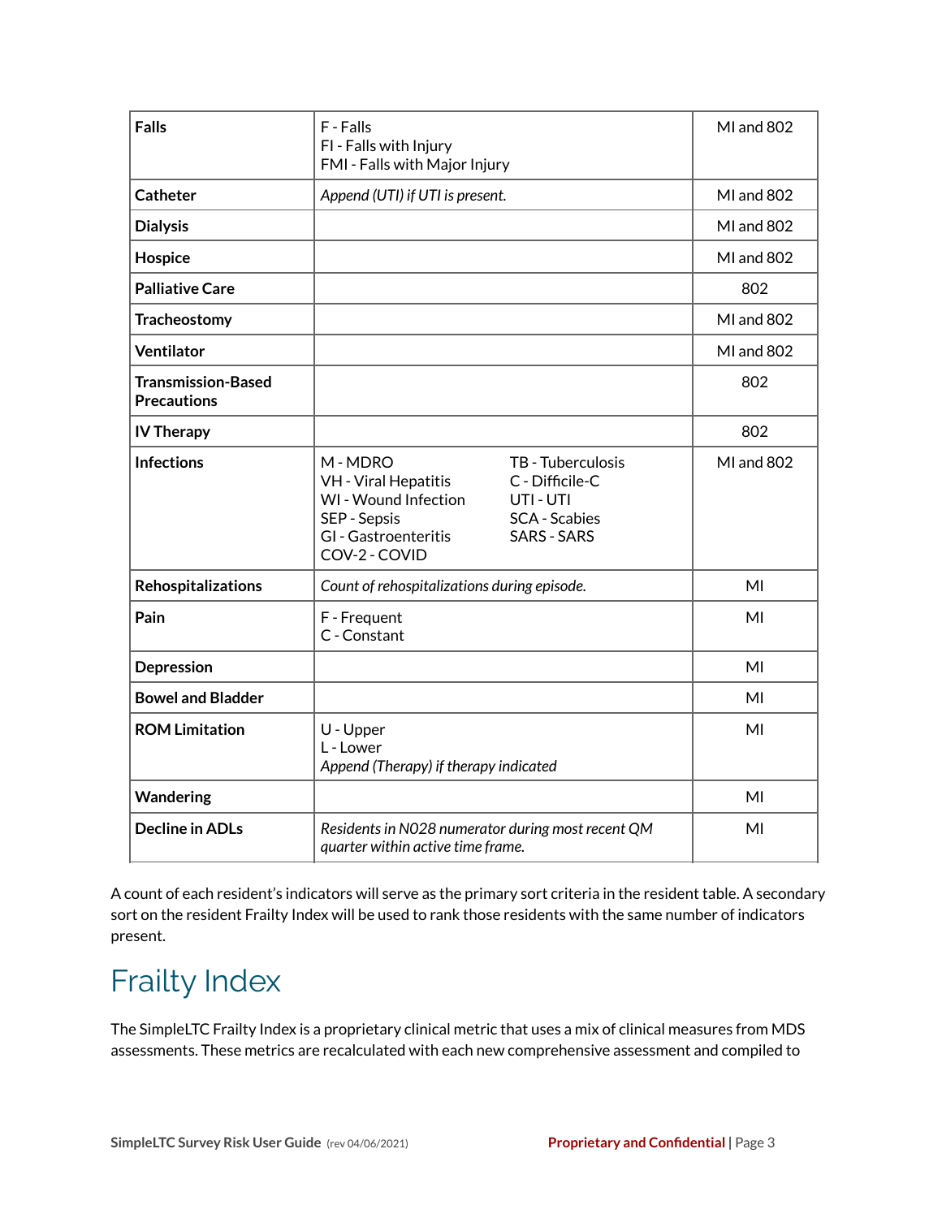| | | |
|---|---|---|
| **Falls** | F - Falls<br>FI - Falls with Injury<br>FMI - Falls with Major Injury | MI and 802 |
| **Catheter** | *Append (UTI) if UTI is present.* | MI and 802 |
| **Dialysis** | | MI and 802 |
| **Hospice** | | MI and 802 |
| **Palliative Care** | | 802 |
| **Tracheostomy** | | MI and 802 |
| **Ventilator** | | MI and 802 |
| **Transmission-Based Precautions** | | 802 |
| **IV Therapy** | | 802 |
| **Infections** | M - MDRO<br>VH - Viral Hepatitis<br>WI - Wound Infection<br>SEP - Sepsis<br>GI - Gastroenteritis<br>COV-2 - COVID<br>TB - Tuberculosis<br>C - Difficile-C<br>UTI - UTI<br>SCA - Scabies<br>SARS - SARS | MI and 802 |
| **Rehospitalizations** | *Count of rehospitalizations during episode.* | MI |
| **Pain** | F - Frequent<br>C - Constant | MI |
| **Depression** | | MI |
| **Bowel and Bladder** | | MI |
| **ROM Limitation** | U - Upper<br>L - Lower<br>*Append (Therapy) if therapy indicated* | MI |
| **Wandering** | | MI |
| **Decline in ADLs** | *Residents in N028 numerator during most recent QM quarter within active time frame.* | MI |

A count of each resident's indicators will serve as the primary sort criteria in the resident table. A secondary sort on the resident Frailty Index will be used to rank those residents with the same number of indicators present.

# Frailty Index

The SimpleLTC Frailty Index is a proprietary clinical metric that uses a mix of clinical measures from MDS assessments. These metrics are recalculated with each new comprehensive assessment and compiled to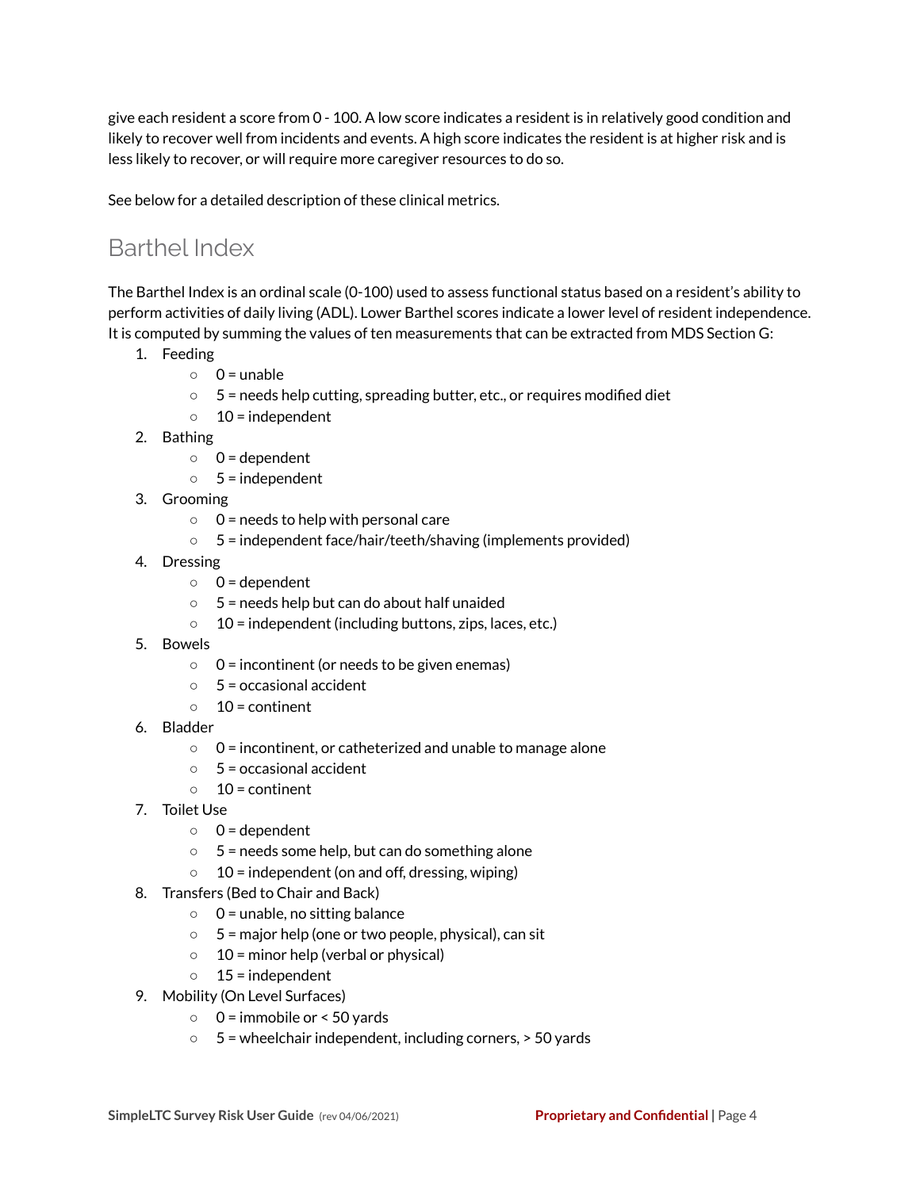give each resident a score from 0 - 100. A low score indicates a resident is in relatively good condition and likely to recover well from incidents and events. A high score indicates the resident is at higher risk and is less likely to recover, or will require more caregiver resources to do so.

See below for a detailed description of these clinical metrics.

## Barthel Index

The Barthel Index is an ordinal scale (0-100) used to assess functional status based on a resident's ability to perform activities of daily living (ADL). Lower Barthel scores indicate a lower level of resident independence. It is computed by summing the values of ten measurements that can be extracted from MDS Section G:

1. Feeding
   - 0 = unable
   - 5 = needs help cutting, spreading butter, etc., or requires modified diet
   - 10 = independent
2. Bathing
   - 0 = dependent
   - 5 = independent
3. Grooming
   - 0 = needs to help with personal care
   - 5 = independent face/hair/teeth/shaving (implements provided)
4. Dressing
   - 0 = dependent
   - 5 = needs help but can do about half unaided
   - 10 = independent (including buttons, zips, laces, etc.)
5. Bowels
   - 0 = incontinent (or needs to be given enemas)
   - 5 = occasional accident
   - 10 = continent
6. Bladder
   - 0 = incontinent, or catheterized and unable to manage alone
   - 5 = occasional accident
   - 10 = continent
7. Toilet Use
   - 0 = dependent
   - 5 = needs some help, but can do something alone
   - 10 = independent (on and off, dressing, wiping)
8. Transfers (Bed to Chair and Back)
   - 0 = unable, no sitting balance
   - 5 = major help (one or two people, physical), can sit
   - 10 = minor help (verbal or physical)
   - 15 = independent
9. Mobility (On Level Surfaces)
   - 0 = immobile or < 50 yards
   - 5 = wheelchair independent, including corners, > 50 yards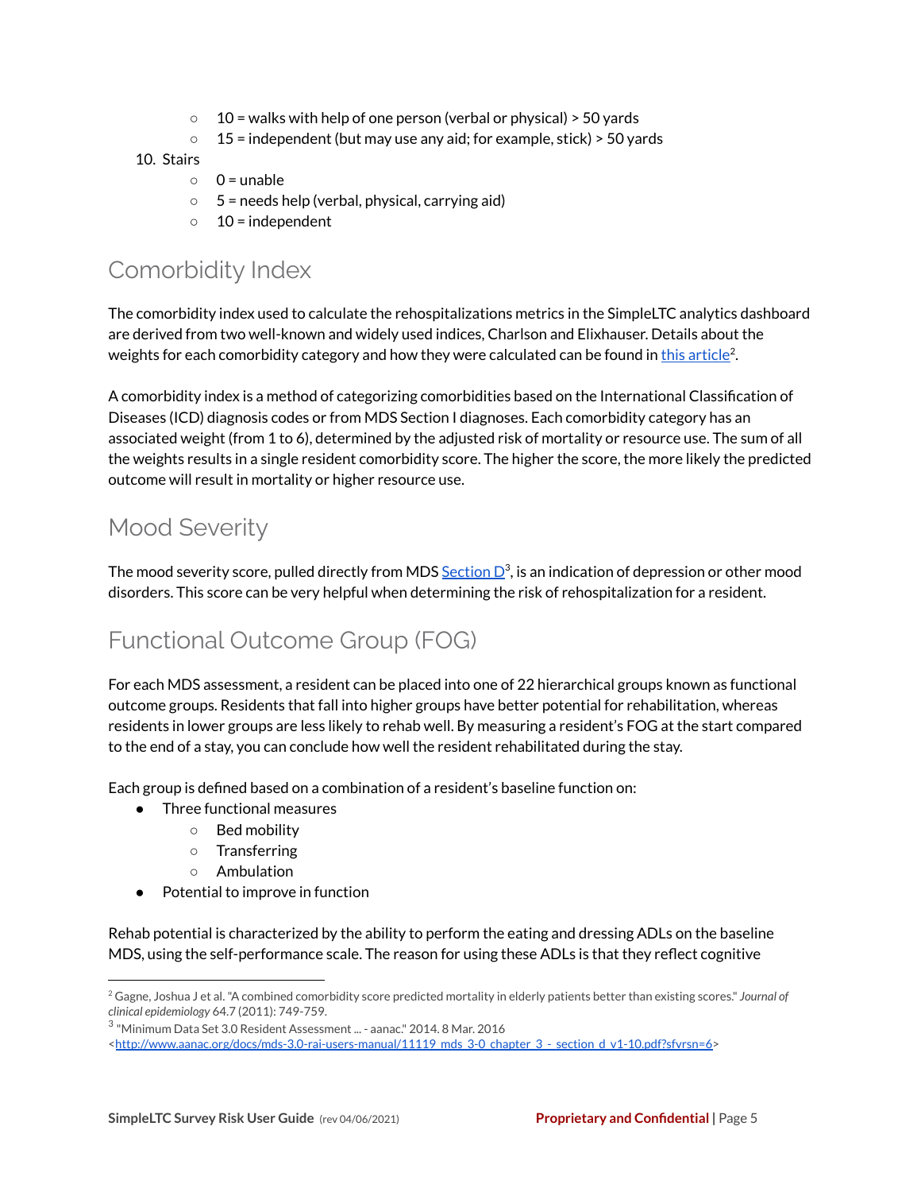- 10 = walks with help of one person (verbal or physical) > 50 yards
    - 15 = independent (but may use any aid; for example, stick) > 50 yards

10. Stairs
    - 0 = unable
    - 5 = needs help (verbal, physical, carrying aid)
    - 10 = independent

## Comorbidity Index

The comorbidity index used to calculate the rehospitalizations metrics in the SimpleLTC analytics dashboard are derived from two well-known and widely used indices, Charlson and Elixhauser. Details about the weights for each comorbidity category and how they were calculated can be found in this article[2].

A comorbidity index is a method of categorizing comorbidities based on the International Classification of Diseases (ICD) diagnosis codes or from MDS Section I diagnoses. Each comorbidity category has an associated weight (from 1 to 6), determined by the adjusted risk of mortality or resource use. The sum of all the weights results in a single resident comorbidity score. The higher the score, the more likely the predicted outcome will result in mortality or higher resource use.

## Mood Severity

The mood severity score, pulled directly from MDS Section D[3], is an indication of depression or other mood disorders. This score can be very helpful when determining the risk of rehospitalization for a resident.

## Functional Outcome Group (FOG)

For each MDS assessment, a resident can be placed into one of 22 hierarchical groups known as functional outcome groups. Residents that fall into higher groups have better potential for rehabilitation, whereas residents in lower groups are less likely to rehab well. By measuring a resident's FOG at the start compared to the end of a stay, you can conclude how well the resident rehabilitated during the stay.

Each group is defined based on a combination of a resident's baseline function on:

- Three functional measures
    - Bed mobility
    - Transferring
    - Ambulation
- Potential to improve in function

Rehab potential is characterized by the ability to perform the eating and dressing ADLs on the baseline MDS, using the self-performance scale. The reason for using these ADLs is that they reflect cognitive

[2] Gagne, Joshua J et al. "A combined comorbidity score predicted mortality in elderly patients better than existing scores." *Journal of clinical epidemiology* 64.7 (2011): 749-759.

[3] "Minimum Data Set 3.0 Resident Assessment ... - aanac." 2014. 8 Mar. 2016 <http://www.aanac.org/docs/mds-3.0-rai-users-manual/11119_mds_3-0_chapter_3_-_section_d_v1-10.pdf?sfvrsn=6>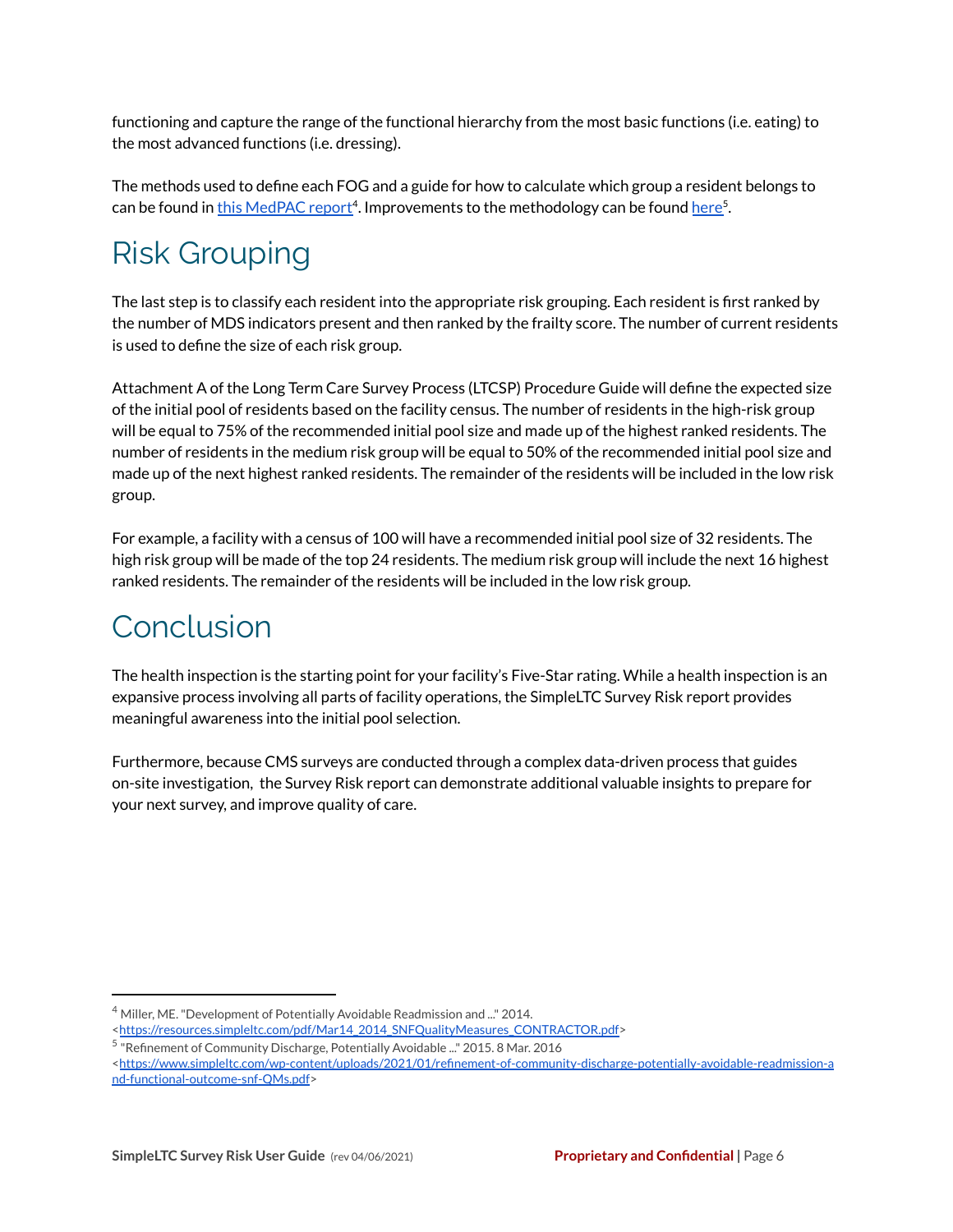functioning and capture the range of the functional hierarchy from the most basic functions (i.e. eating) to the most advanced functions (i.e. dressing).

The methods used to define each FOG and a guide for how to calculate which group a resident belongs to can be found in [this MedPAC report](https://resources.simpleltc.com/pdf/Mar14_2014_SNFQualityMeasures_CONTRACTOR.pdf)[4]. Improvements to the methodology can be found [here](https://www.simpleltc.com/wp-content/uploads/2021/01/refinement-of-community-discharge-potentially-avoidable-readmission-and-functional-outcome-snf-QMs.pdf)[5].

# Risk Grouping

The last step is to classify each resident into the appropriate risk grouping. Each resident is first ranked by the number of MDS indicators present and then ranked by the frailty score. The number of current residents is used to define the size of each risk group.

Attachment A of the Long Term Care Survey Process (LTCSP) Procedure Guide will define the expected size of the initial pool of residents based on the facility census. The number of residents in the high-risk group will be equal to 75% of the recommended initial pool size and made up of the highest ranked residents. The number of residents in the medium risk group will be equal to 50% of the recommended initial pool size and made up of the next highest ranked residents. The remainder of the residents will be included in the low risk group.

For example, a facility with a census of 100 will have a recommended initial pool size of 32 residents. The high risk group will be made of the top 24 residents. The medium risk group will include the next 16 highest ranked residents. The remainder of the residents will be included in the low risk group.

# Conclusion

The health inspection is the starting point for your facility's Five-Star rating. While a health inspection is an expansive process involving all parts of facility operations, the SimpleLTC Survey Risk report provides meaningful awareness into the initial pool selection.

Furthermore, because CMS surveys are conducted through a complex data-driven process that guides on-site investigation, the Survey Risk report can demonstrate additional valuable insights to prepare for your next survey, and improve quality of care.

---

[4] Miller, ME. "Development of Potentially Avoidable Readmission and ..." 2014. <https://resources.simpleltc.com/pdf/Mar14_2014_SNFQualityMeasures_CONTRACTOR.pdf>

[5] "Refinement of Community Discharge, Potentially Avoidable ..." 2015. 8 Mar. 2016 <https://www.simpleltc.com/wp-content/uploads/2021/01/refinement-of-community-discharge-potentially-avoidable-readmission-and-functional-outcome-snf-QMs.pdf>